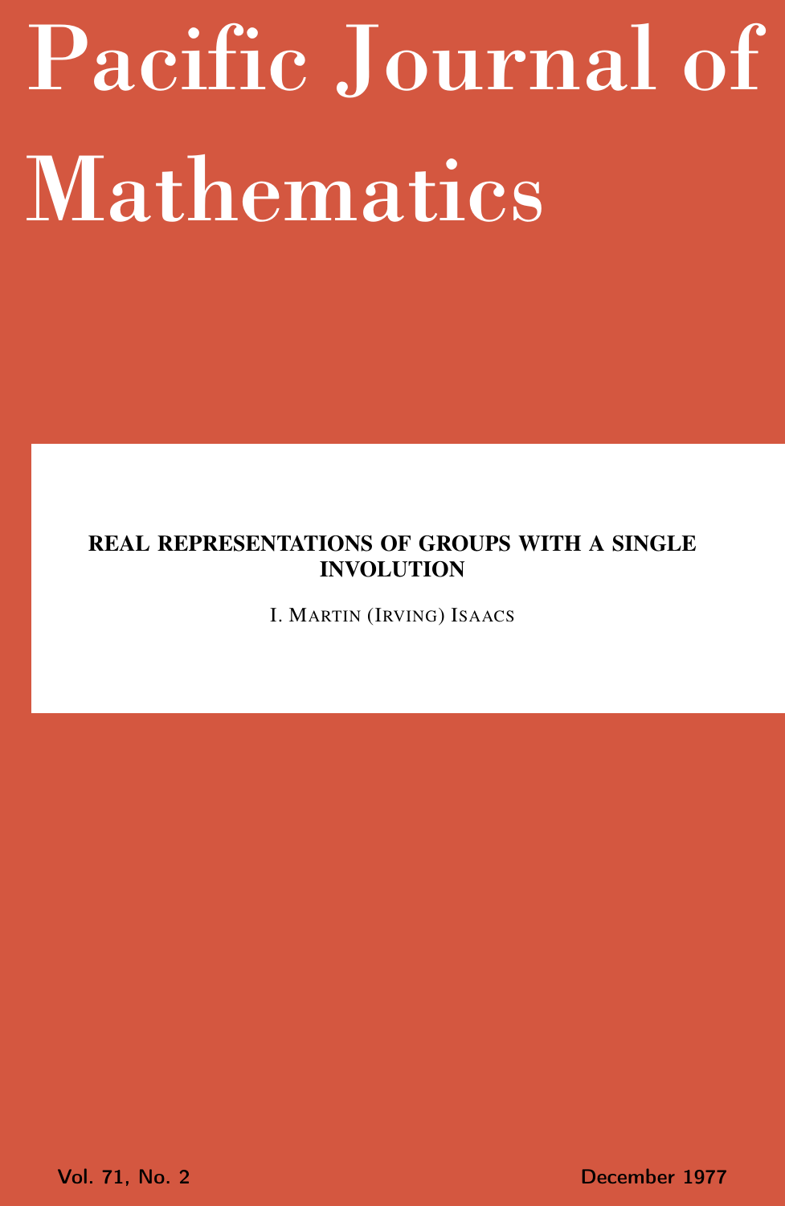# Pacific Journal of Mathematics

**REAL REPRESENTATIONS OF GROUPS WITH A SINGLE INVOLUTION**

I. MARTIN (IRVING) ISAACS

Vol. 71, No. 2 December 1977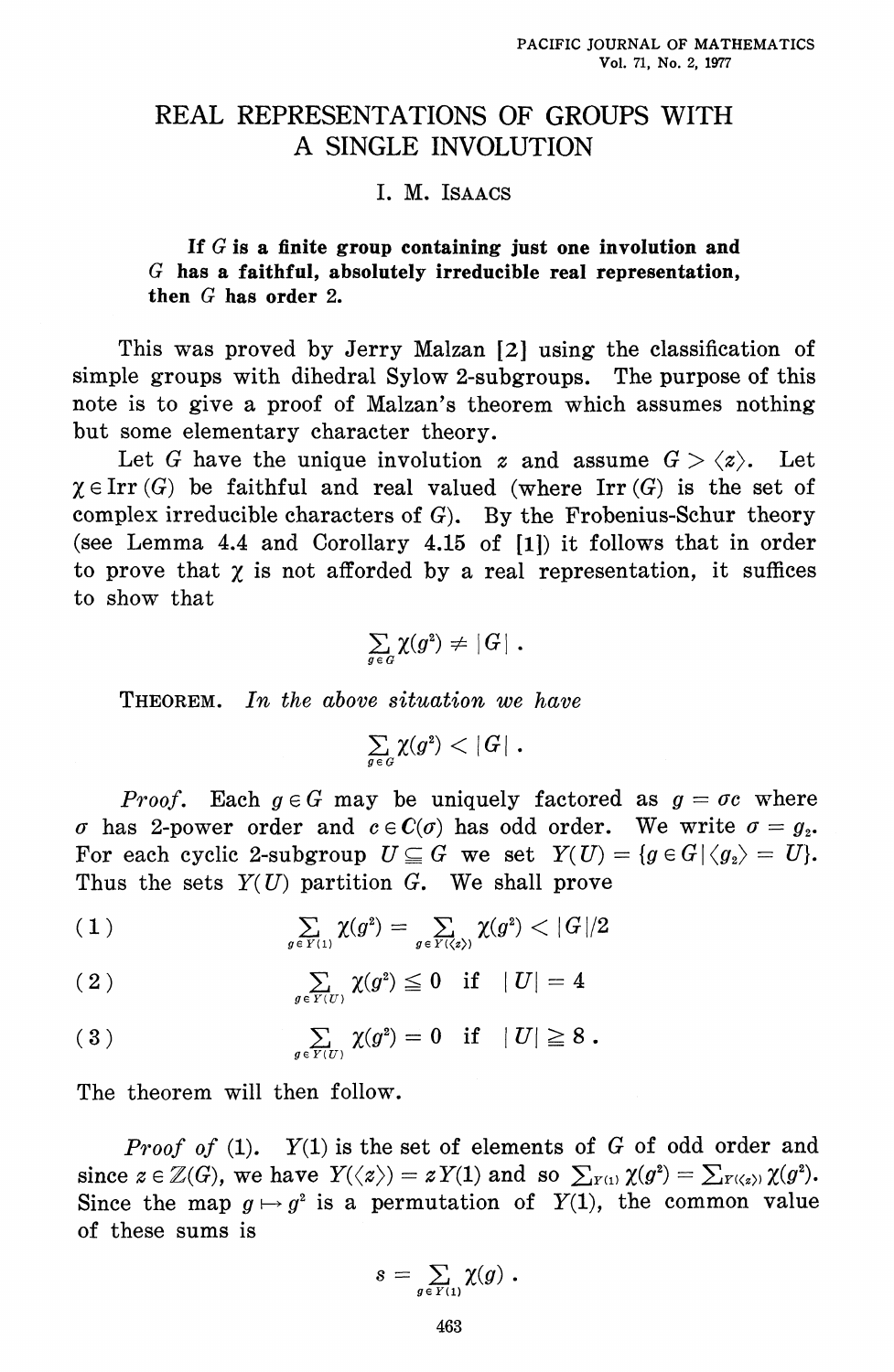# REAL REPRESENTATIONS OF GROUPS WITH A SINGLE INVOLUTION

I. M. ISAACS

**If $G$ is a finite group containing just one involution and $G$ has a faithful, absolutely irreducible real representation, then $G$ has order 2.**

This was proved by Jerry Malzan [2] using the classification of simple groups with dihedral Sylow 2-subgroups. The purpose of this note is to give a proof of Malzan's theorem which assumes nothing but some elementary character theory.

Let $G$ have the unique involution $z$ and assume $G > \langle z \rangle$. Let $\chi \in \operatorname{Irr}(G)$ be faithful and real valued (where $\operatorname{Irr}(G)$ is the set of complex irreducible characters of $G$). By the Frobenius-Schur theory (see Lemma 4.4 and Corollary 4.15 of [1]) it follows that in order to prove that $\chi$ is not afforded by a real representation, it suffices to show that

$$\sum_{g \in G} \chi(g^2) \neq |G| .$$

THEOREM. *In the above situation we have*

$$\sum_{g \in G} \chi(g^2) < |G| .$$

*Proof.* Each $g \in G$ may be uniquely factored as $g = \sigma c$ where $\sigma$ has 2-power order and $c \in C(\sigma)$ has odd order. We write $\sigma = g_2$. For each cyclic 2-subgroup $U \subseteq G$ we set $Y(U) = \{g \in G \mid \langle g_2 \rangle = U\}$. Thus the sets $Y(U)$ partition $G$. We shall prove

$$\sum_{g \in Y(1)} \chi(g^2) = \sum_{g \in Y(\langle z \rangle)} \chi(g^2) < |G|/2 \tag{1}$$

$$\sum_{g \in Y(U)} \chi(g^2) \leqq 0 \quad \text{if} \quad |U| = 4 \tag{2}$$

$$\sum_{g \in Y(U)} \chi(g^2) = 0 \quad \text{if} \quad |U| \geqq 8 . \tag{3}$$

The theorem will then follow.

*Proof of* (1). $Y(1)$ is the set of elements of $G$ of odd order and since $z \in \mathbb{Z}(G)$, we have $Y(\langle z \rangle) = zY(1)$ and so $\sum_{Y(1)} \chi(g^2) = \sum_{Y(\langle z \rangle)} \chi(g^2)$. Since the map $g \mapsto g^2$ is a permutation of $Y(1)$, the common value of these sums is

$$s = \sum_{g \in Y(1)} \chi(g) .$$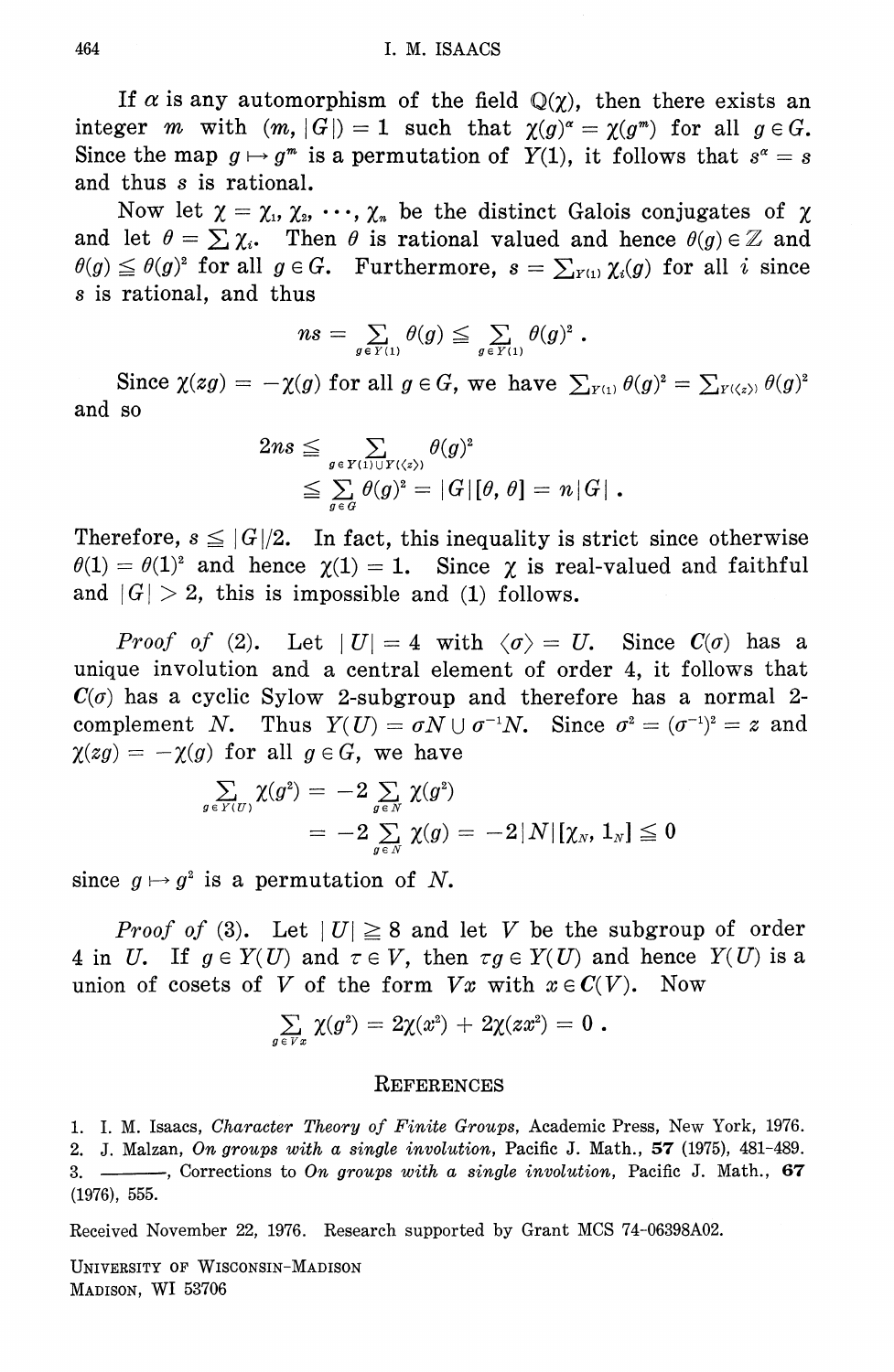If $\alpha$ is any automorphism of the field $\mathbb{Q}(\chi)$, then there exists an integer $m$ with $(m, |G|) = 1$ such that $\chi(g)^\alpha = \chi(g^m)$ for all $g \in G$. Since the map $g \mapsto g^m$ is a permutation of $Y(1)$, it follows that $s^\alpha = s$ and thus $s$ is rational.

Now let $\chi = \chi_1, \chi_2, \cdots, \chi_n$ be the distinct Galois conjugates of $\chi$ and let $\theta = \sum \chi_i$. Then $\theta$ is rational valued and hence $\theta(g) \in \mathbb{Z}$ and $\theta(g) \leqq \theta(g)^2$ for all $g \in G$. Furthermore, $s = \sum_{Y(1)} \chi_i(g)$ for all $i$ since $s$ is rational, and thus

$$ns = \sum_{g \in Y(1)} \theta(g) \leqq \sum_{g \in Y(1)} \theta(g)^2 .$$

Since $\chi(zg) = -\chi(g)$ for all $g \in G$, we have $\sum_{Y(1)} \theta(g)^2 = \sum_{Y(\langle z \rangle)} \theta(g)^2$ and so

$$\begin{aligned} 2ns &\leqq \sum_{g \in Y(1) \cup Y(\langle z \rangle)} \theta(g)^2 \\ &\leqq \sum_{g \in G} \theta(g)^2 = |G|[\theta, \theta] = n|G| . \end{aligned}$$

Therefore, $s \leqq |G|/2$. In fact, this inequality is strict since otherwise $\theta(1) = \theta(1)^2$ and hence $\chi(1) = 1$. Since $\chi$ is real-valued and faithful and $|G| > 2$, this is impossible and (1) follows.

*Proof of* (2). Let $|U| = 4$ with $\langle \sigma \rangle = U$. Since $C(\sigma)$ has a unique involution and a central element of order 4, it follows that $C(\sigma)$ has a cyclic Sylow 2-subgroup and therefore has a normal 2-complement $N$. Thus $Y(U) = \sigma N \cup \sigma^{-1} N$. Since $\sigma^2 = (\sigma^{-1})^2 = z$ and $\chi(zg) = -\chi(g)$ for all $g \in G$, we have

$$\begin{aligned} \sum_{g \in Y(U)} \chi(g^2) &= -2 \sum_{g \in N} \chi(g^2) \\ &= -2 \sum_{g \in N} \chi(g) = -2|N|[\chi_N, 1_N] \leqq 0 \end{aligned}$$

since $g \mapsto g^2$ is a permutation of $N$.

*Proof of* (3). Let $|U| \geqq 8$ and let $V$ be the subgroup of order 4 in $U$. If $g \in Y(U)$ and $\tau \in V$, then $\tau g \in Y(U)$ and hence $Y(U)$ is a union of cosets of $V$ of the form $Vx$ with $x \in C(V)$. Now

$$\sum_{g \in Vx} \chi(g^2) = 2\chi(x^2) + 2\chi(zx^2) = 0 .$$

## REFERENCES

1. I. M. Isaacs, *Character Theory of Finite Groups*, Academic Press, New York, 1976.
2. J. Malzan, *On groups with a single involution*, Pacific J. Math., **57** (1975), 481-489.
3. ———, Corrections to *On groups with a single involution*, Pacific J. Math., **67** (1976), 555.

Received November 22, 1976. Research supported by Grant MCS 74-06398A02.

UNIVERSITY OF WISCONSIN-MADISON
MADISON, WI 53706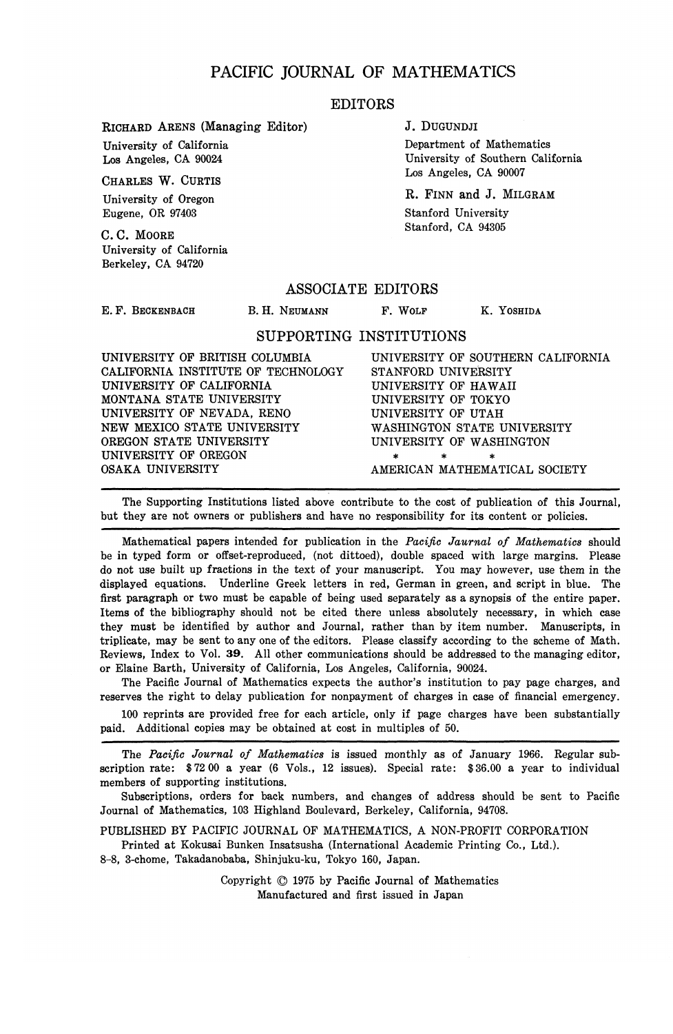# PACIFIC JOURNAL OF MATHEMATICS

## EDITORS

RICHARD ARENS (Managing Editor)
University of California
Los Angeles, CA 90024

CHARLES W. CURTIS
University of Oregon
Eugene, OR 97403

C. C. MOORE
University of California
Berkeley, CA 94720

J. DUGUNDJI
Department of Mathematics
University of Southern California
Los Angeles, CA 90007

R. FINN and J. MILGRAM
Stanford University
Stanford, CA 94305

## ASSOCIATE EDITORS

E. F. BECKENBACH B. H. NEUMANN F. WOLF K. YOSHIDA

## SUPPORTING INSTITUTIONS

UNIVERSITY OF BRITISH COLUMBIA
CALIFORNIA INSTITUTE OF TECHNOLOGY
UNIVERSITY OF CALIFORNIA
MONTANA STATE UNIVERSITY
UNIVERSITY OF NEVADA, RENO
NEW MEXICO STATE UNIVERSITY
OREGON STATE UNIVERSITY
UNIVERSITY OF OREGON
OSAKA UNIVERSITY
UNIVERSITY OF SOUTHERN CALIFORNIA
STANFORD UNIVERSITY
UNIVERSITY OF HAWAII
UNIVERSITY OF TOKYO
UNIVERSITY OF UTAH
WASHINGTON STATE UNIVERSITY
UNIVERSITY OF WASHINGTON
\* \* \*
AMERICAN MATHEMATICAL SOCIETY

---

The Supporting Institutions listed above contribute to the cost of publication of this Journal, but they are not owners or publishers and have no responsibility for its content or policies.

---

Mathematical papers intended for publication in the *Pacific Jaurnal of Mathematics* should be in typed form or offset-reproduced, (not dittoed), double spaced with large margins. Please do not use built up fractions in the text of your manuscript. You may however, use them in the displayed equations. Underline Greek letters in red, German in green, and script in blue. The first paragraph or two must be capable of being used separately as a synopsis of the entire paper. Items of the bibliography should not be cited there unless absolutely necessary, in which case they must be identified by author and Journal, rather than by item number. Manuscripts, in triplicate, may be sent to any one of the editors. Please classify according to the scheme of Math. Reviews, Index to Vol. **39**. All other communications should be addressed to the managing editor, or Elaine Barth, University of California, Los Angeles, California, 90024.

The Pacific Journal of Mathematics expects the author's institution to pay page charges, and reserves the right to delay publication for nonpayment of charges in case of financial emergency.

100 reprints are provided free for each article, only if page charges have been substantially paid. Additional copies may be obtained at cost in multiples of 50.

---

The *Pacific Journal of Mathematics* is issued monthly as of January 1966. Regular subscription rate: \$72 00 a year (6 Vols., 12 issues). Special rate: \$36.00 a year to individual members of supporting institutions.

Subscriptions, orders for back numbers, and changes of address should be sent to Pacific Journal of Mathematics, 103 Highland Boulevard, Berkeley, California, 94708.

PUBLISHED BY PACIFIC JOURNAL OF MATHEMATICS, A NON-PROFIT CORPORATION
Printed at Kokusai Bunken Insatsusha (International Academic Printing Co., Ltd.).
8-8, 3-chome, Takadanobaba, Shinjuku-ku, Tokyo 160, Japan.

Copyright © 1975 by Pacific Journal of Mathematics
Manufactured and first issued in Japan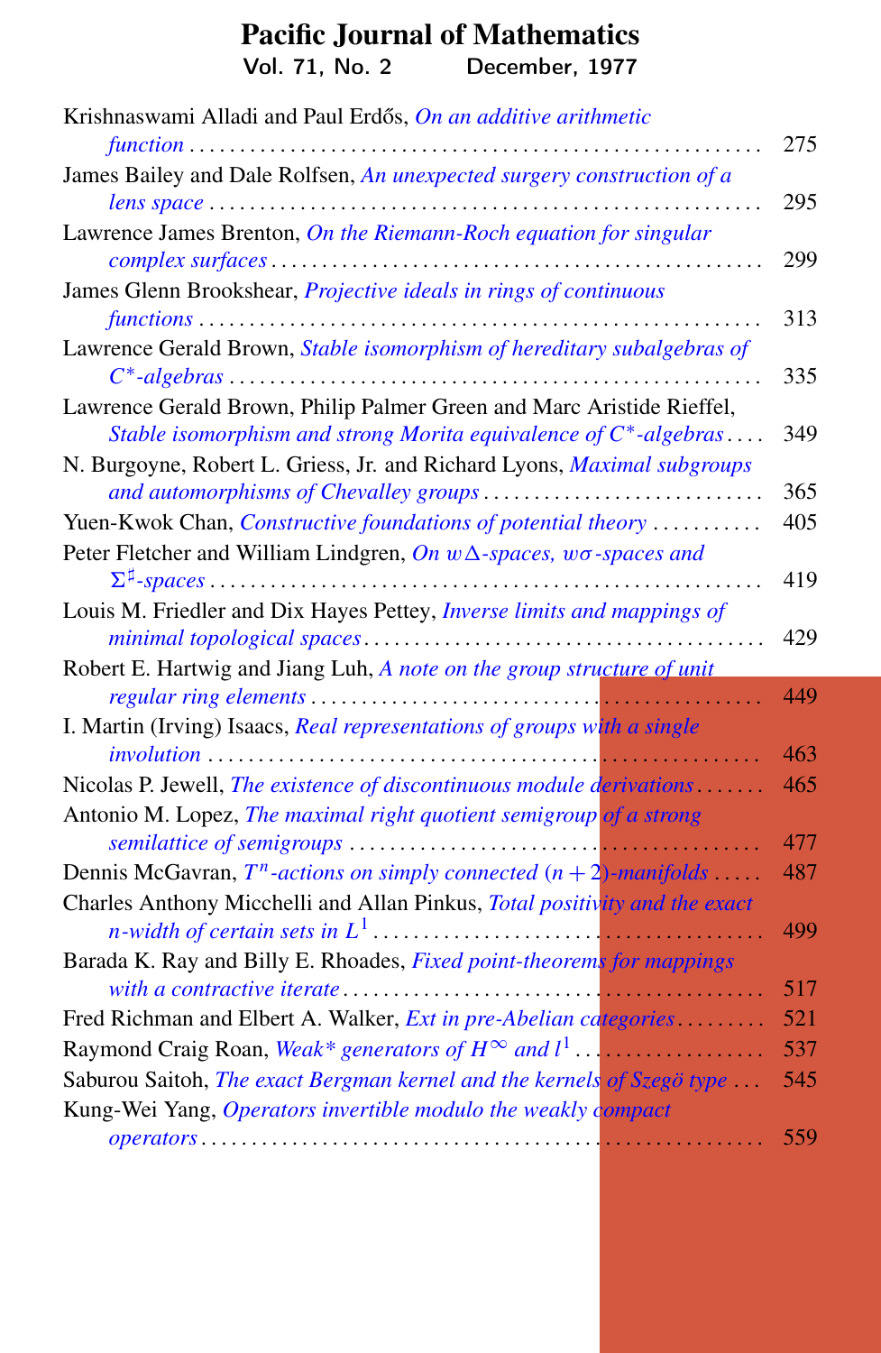# Pacific Journal of Mathematics

**Vol. 71, No. 2 December, 1977**

Krishnaswami Alladi and Paul Erdős, *On an additive arithmetic function* .......... 275

James Bailey and Dale Rolfsen, *An unexpected surgery construction of a lens space* .......... 295

Lawrence James Brenton, *On the Riemann-Roch equation for singular complex surfaces* .......... 299

James Glenn Brookshear, *Projective ideals in rings of continuous functions* .......... 313

Lawrence Gerald Brown, *Stable isomorphism of hereditary subalgebras of $C^*$-algebras* .......... 335

Lawrence Gerald Brown, Philip Palmer Green and Marc Aristide Rieffel, *Stable isomorphism and strong Morita equivalence of $C^*$-algebras* .......... 349

N. Burgoyne, Robert L. Griess, Jr. and Richard Lyons, *Maximal subgroups and automorphisms of Chevalley groups* .......... 365

Yuen-Kwok Chan, *Constructive foundations of potential theory* .......... 405

Peter Fletcher and William Lindgren, *On $w\Delta$-spaces, $w\sigma$-spaces and $\Sigma^\sharp$-spaces* .......... 419

Louis M. Friedler and Dix Hayes Pettey, *Inverse limits and mappings of minimal topological spaces* .......... 429

Robert E. Hartwig and Jiang Luh, *A note on the group structure of unit regular ring elements* .......... 449

I. Martin (Irving) Isaacs, *Real representations of groups with a single involution* .......... 463

Nicolas P. Jewell, *The existence of discontinuous module derivations* .......... 465

Antonio M. Lopez, *The maximal right quotient semigroup of a strong semilattice of semigroups* .......... 477

Dennis McGavran, *$T^n$-actions on simply connected $(n+2)$-manifolds* .......... 487

Charles Anthony Micchelli and Allan Pinkus, *Total positivity and the exact $n$-width of certain sets in $L^1$* .......... 499

Barada K. Ray and Billy E. Rhoades, *Fixed point-theorems for mappings with a contractive iterate* .......... 517

Fred Richman and Elbert A. Walker, *Ext in pre-Abelian categories* .......... 521

Raymond Craig Roan, *Weak* generators of $H^\infty$ and $l^1$* .......... 537

Saburou Saitoh, *The exact Bergman kernel and the kernels of Szegö type* .......... 545

Kung-Wei Yang, *Operators invertible modulo the weakly compact operators* .......... 559